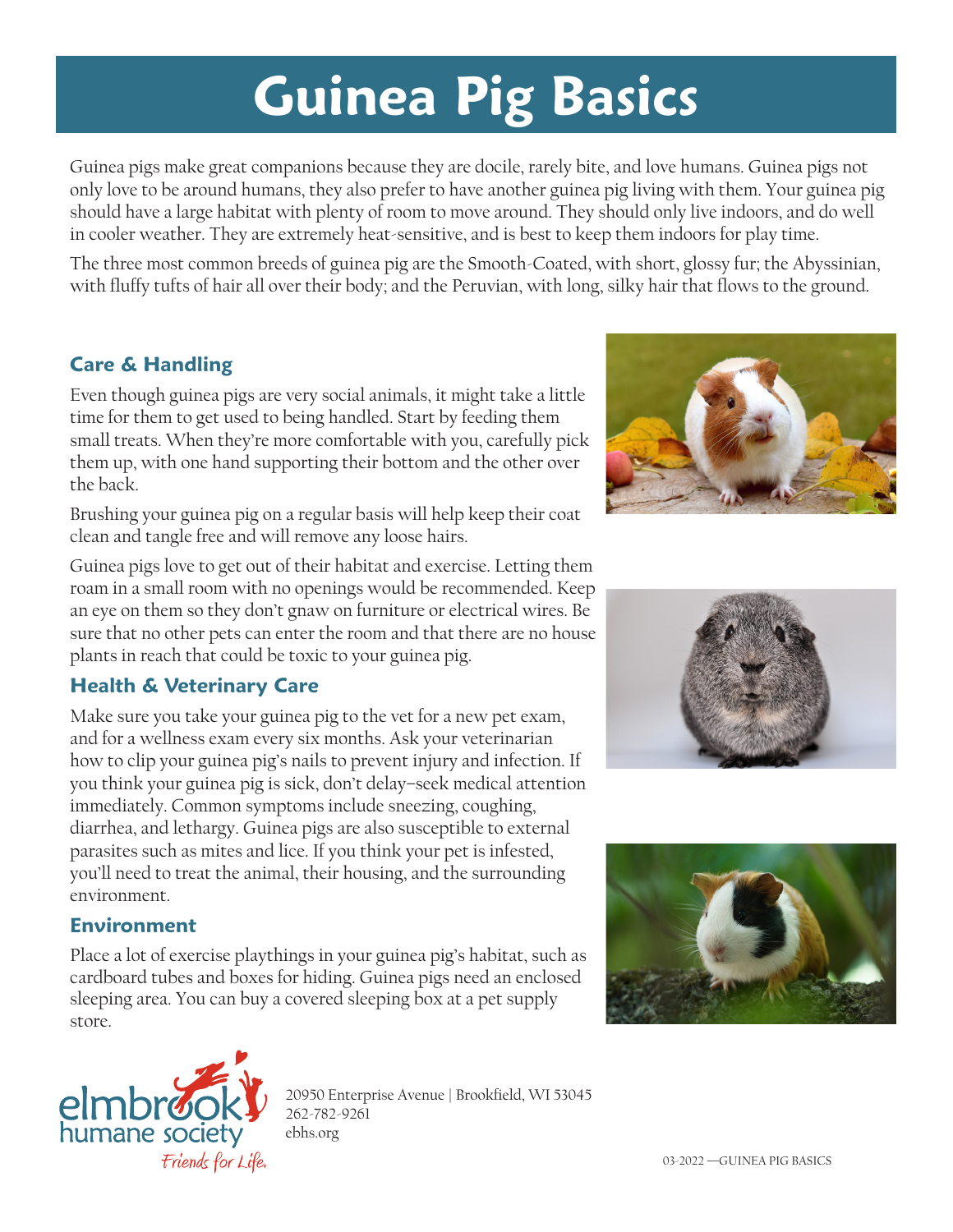# Guinea Pig Basics

Guinea pigs make great companions because they are docile, rarely bite, and love humans. Guinea pigs not only love to be around humans, they also prefer to have another guinea pig living with them. Your guinea pig should have a large habitat with plenty of room to move around. They should only live indoors, and do well in cooler weather. They are extremely heat-sensitive, and is best to keep them indoors for play time.

The three most common breeds of guinea pig are the Smooth-Coated, with short, glossy fur; the Abyssinian, with fluffy tufts of hair all over their body; and the Peruvian, with long, silky hair that flows to the ground.

## Care & Handling

Even though guinea pigs are very social animals, it might take a little time for them to get used to being handled. Start by feeding them small treats. When they're more comfortable with you, carefully pick them up, with one hand supporting their bottom and the other over the back.

Brushing your guinea pig on a regular basis will help keep their coat clean and tangle free and will remove any loose hairs.

Guinea pigs love to get out of their habitat and exercise. Letting them roam in a small room with no openings would be recommended. Keep an eye on them so they don't gnaw on furniture or electrical wires. Be sure that no other pets can enter the room and that there are no house plants in reach that could be toxic to your guinea pig.

## Health & Veterinary Care

Make sure you take your guinea pig to the vet for a new pet exam, and for a wellness exam every six months. Ask your veterinarian how to clip your guinea pig's nails to prevent injury and infection. If you think your guinea pig is sick, don't delay—seek medical attention immediately. Common symptoms include sneezing, coughing, diarrhea, and lethargy. Guinea pigs are also susceptible to external parasites such as mites and lice. If you think your pet is infested, you'll need to treat the animal, their housing, and the surrounding environment.

## Environment

Place a lot of exercise playthings in your guinea pig's habitat, such as cardboard tubes and boxes for hiding. Guinea pigs need an enclosed sleeping area. You can buy a covered sleeping box at a pet supply store.

elmbrook humane society
*Friends for Life.*

20950 Enterprise Avenue | Brookfield, WI 53045
262-782-9261
ebhs.org

03-2022 —GUINEA PIG BASICS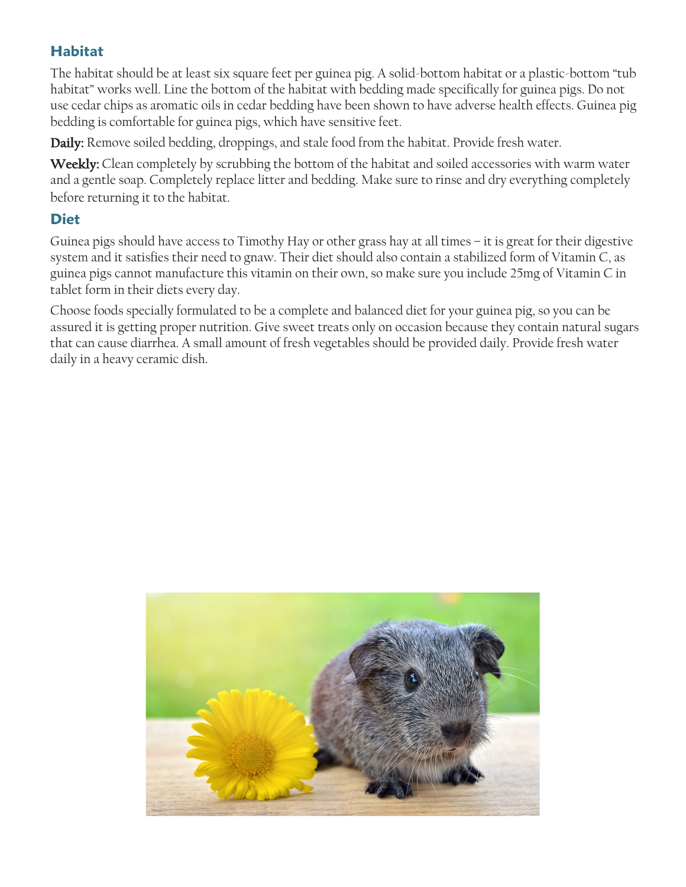## Habitat

The habitat should be at least six square feet per guinea pig. A solid-bottom habitat or a plastic-bottom "tub habitat" works well. Line the bottom of the habitat with bedding made specifically for guinea pigs. Do not use cedar chips as aromatic oils in cedar bedding have been shown to have adverse health effects. Guinea pig bedding is comfortable for guinea pigs, which have sensitive feet.

**Daily:** Remove soiled bedding, droppings, and stale food from the habitat. Provide fresh water.

**Weekly:** Clean completely by scrubbing the bottom of the habitat and soiled accessories with warm water and a gentle soap. Completely replace litter and bedding. Make sure to rinse and dry everything completely before returning it to the habitat.

## Diet

Guinea pigs should have access to Timothy Hay or other grass hay at all times – it is great for their digestive system and it satisfies their need to gnaw. Their diet should also contain a stabilized form of Vitamin C, as guinea pigs cannot manufacture this vitamin on their own, so make sure you include 25mg of Vitamin C in tablet form in their diets every day.

Choose foods specially formulated to be a complete and balanced diet for your guinea pig, so you can be assured it is getting proper nutrition. Give sweet treats only on occasion because they contain natural sugars that can cause diarrhea. A small amount of fresh vegetables should be provided daily. Provide fresh water daily in a heavy ceramic dish.